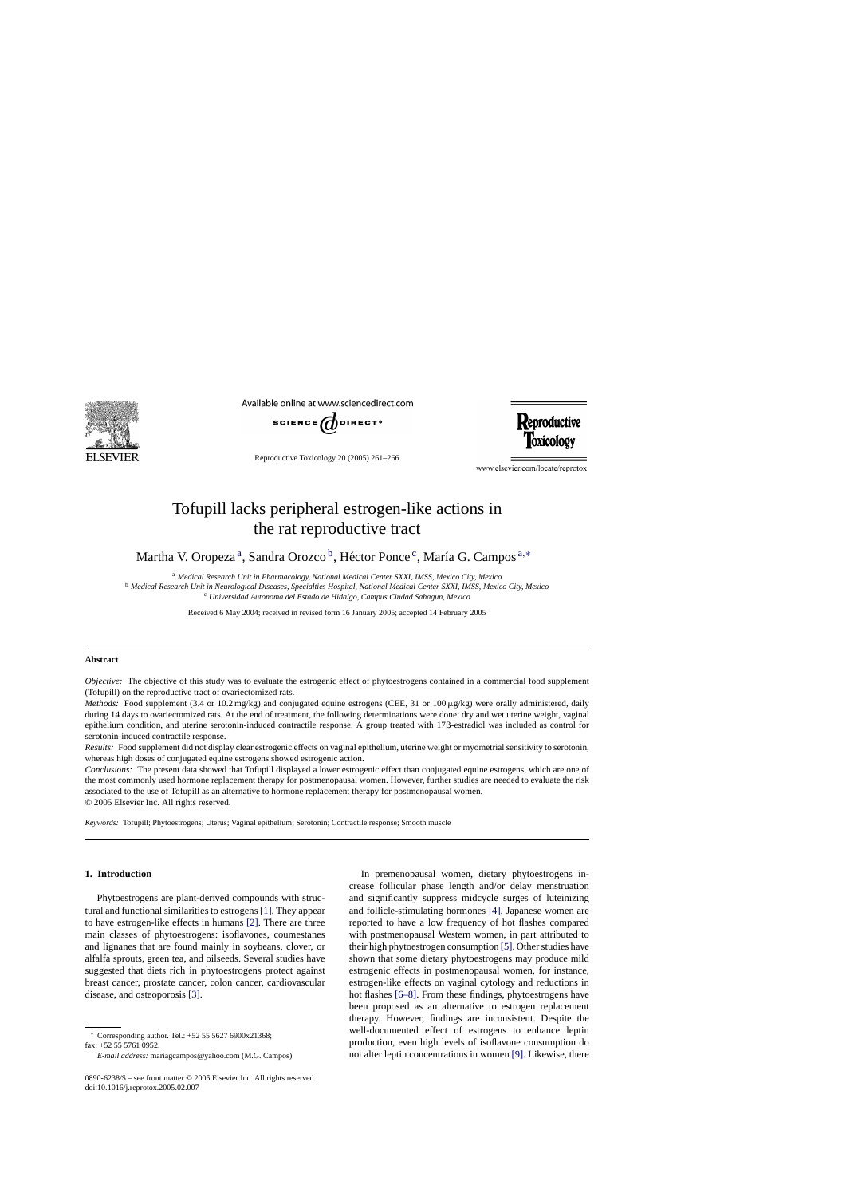# Tofupill lacks peripheral estrogen-like actions in the rat reproductive tract

Martha V. Oropeza[a], Sandra Orozco[b], Héctor Ponce[c], María G. Campos[a,*]

[a] *Medical Research Unit in Pharmacology, National Medical Center SXXI, IMSS, Mexico City, Mexico*
[b] *Medical Research Unit in Neurological Diseases, Specialties Hospital, National Medical Center SXXI, IMSS, Mexico City, Mexico*
[c] *Universidad Autonoma del Estado de Hidalgo, Campus Ciudad Sahagun, Mexico*

Received 6 May 2004; received in revised form 16 January 2005; accepted 14 February 2005

## Abstract

*Objective:* The objective of this study was to evaluate the estrogenic effect of phytoestrogens contained in a commercial food supplement (Tofupill) on the reproductive tract of ovariectomized rats.

*Methods:* Food supplement (3.4 or 10.2 mg/kg) and conjugated equine estrogens (CEE, 31 or 100 μg/kg) were orally administered, daily during 14 days to ovariectomized rats. At the end of treatment, the following determinations were done: dry and wet uterine weight, vaginal epithelium condition, and uterine serotonin-induced contractile response. A group treated with 17β-estradiol was included as control for serotonin-induced contractile response.

*Results:* Food supplement did not display clear estrogenic effects on vaginal epithelium, uterine weight or myometrial sensitivity to serotonin, whereas high doses of conjugated equine estrogens showed estrogenic action.

*Conclusions:* The present data showed that Tofupill displayed a lower estrogenic effect than conjugated equine estrogens, which are one of the most commonly used hormone replacement therapy for postmenopausal women. However, further studies are needed to evaluate the risk associated to the use of Tofupill as an alternative to hormone replacement therapy for postmenopausal women.

© 2005 Elsevier Inc. All rights reserved.

*Keywords:* Tofupill; Phytoestrogens; Uterus; Vaginal epithelium; Serotonin; Contractile response; Smooth muscle

## 1. Introduction

Phytoestrogens are plant-derived compounds with structural and functional similarities to estrogens [1]. They appear to have estrogen-like effects in humans [2]. There are three main classes of phytoestrogens: isoflavones, coumestanes and lignanes that are found mainly in soybeans, clover, or alfalfa sprouts, green tea, and oilseeds. Several studies have suggested that diets rich in phytoestrogens protect against breast cancer, prostate cancer, colon cancer, cardiovascular disease, and osteoporosis [3].

In premenopausal women, dietary phytoestrogens increase follicular phase length and/or delay menstruation and significantly suppress midcycle surges of luteinizing and follicle-stimulating hormones [4]. Japanese women are reported to have a low frequency of hot flashes compared with postmenopausal Western women, in part attributed to their high phytoestrogen consumption [5]. Other studies have shown that some dietary phytoestrogens may produce mild estrogenic effects in postmenopausal women, for instance, estrogen-like effects on vaginal cytology and reductions in hot flashes [6–8]. From these findings, phytoestrogens have been proposed as an alternative to estrogen replacement therapy. However, findings are inconsistent. Despite the well-documented effect of estrogens to enhance leptin production, even high levels of isoflavone consumption do not alter leptin concentrations in women [9]. Likewise, there

* Corresponding author. Tel.: +52 55 5627 6900x21368; fax: +52 55 5761 0952.
*E-mail address:* mariagcampos@yahoo.com (M.G. Campos).

0890-6238/$ – see front matter © 2005 Elsevier Inc. All rights reserved.
doi:10.1016/j.reprotox.2005.02.007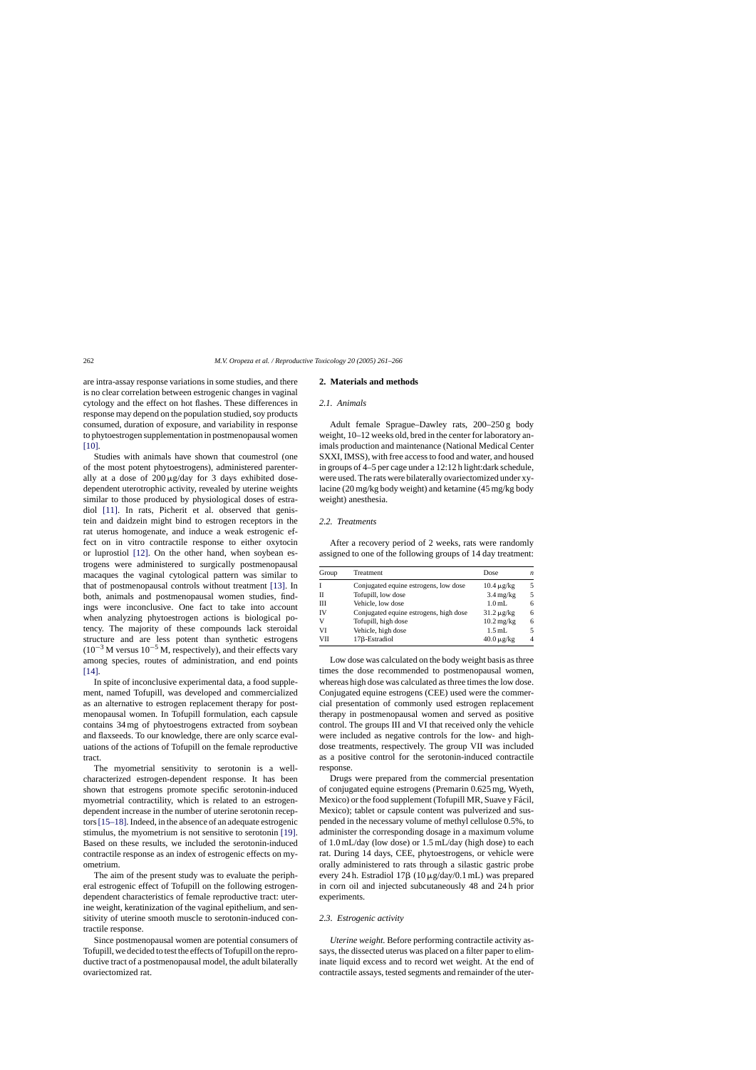are intra-assay response variations in some studies, and there is no clear correlation between estrogenic changes in vaginal cytology and the effect on hot flashes. These differences in response may depend on the population studied, soy products consumed, duration of exposure, and variability in response to phytoestrogen supplementation in postmenopausal women [10].

Studies with animals have shown that coumestrol (one of the most potent phytoestrogens), administered parenterally at a dose of 200 μg/day for 3 days exhibited dose-dependent uterotrophic activity, revealed by uterine weights similar to those produced by physiological doses of estradiol [11]. In rats, Picherit et al. observed that genistein and daidzein might bind to estrogen receptors in the rat uterus homogenate, and induce a weak estrogenic effect on in vitro contractile response to either oxytocin or luprostiol [12]. On the other hand, when soybean estrogens were administered to surgically postmenopausal macaques the vaginal cytological pattern was similar to that of postmenopausal controls without treatment [13]. In both, animals and postmenopausal women studies, findings were inconclusive. One fact to take into account when analyzing phytoestrogen actions is biological potency. The majority of these compounds lack steroidal structure and are less potent than synthetic estrogens ($10^{-3}$ M versus $10^{-5}$ M, respectively), and their effects vary among species, routes of administration, and end points [14].

In spite of inconclusive experimental data, a food supplement, named Tofupill, was developed and commercialized as an alternative to estrogen replacement therapy for postmenopausal women. In Tofupill formulation, each capsule contains 34 mg of phytoestrogens extracted from soybean and flaxseeds. To our knowledge, there are only scarce evaluations of the actions of Tofupill on the female reproductive tract.

The myometrial sensitivity to serotonin is a well-characterized estrogen-dependent response. It has been shown that estrogens promote specific serotonin-induced myometrial contractility, which is related to an estrogen-dependent increase in the number of uterine serotonin receptors [15–18]. Indeed, in the absence of an adequate estrogenic stimulus, the myometrium is not sensitive to serotonin [19]. Based on these results, we included the serotonin-induced contractile response as an index of estrogenic effects on myometrium.

The aim of the present study was to evaluate the peripheral estrogenic effect of Tofupill on the following estrogen-dependent characteristics of female reproductive tract: uterine weight, keratinization of the vaginal epithelium, and sensitivity of uterine smooth muscle to serotonin-induced contractile response.

Since postmenopausal women are potential consumers of Tofupill, we decided to test the effects of Tofupill on the reproductive tract of a postmenopausal model, the adult bilaterally ovariectomized rat.

## 2. Materials and methods

### 2.1. Animals

Adult female Sprague–Dawley rats, 200–250 g body weight, 10–12 weeks old, bred in the center for laboratory animals production and maintenance (National Medical Center SXXI, IMSS), with free access to food and water, and housed in groups of 4–5 per cage under a 12:12 h light:dark schedule, were used. The rats were bilaterally ovariectomized under xylacine (20 mg/kg body weight) and ketamine (45 mg/kg body weight) anesthesia.

### 2.2. Treatments

After a recovery period of 2 weeks, rats were randomly assigned to one of the following groups of 14 day treatment:

| Group | Treatment | Dose | *n* |
|---|---|---|---|
| I | Conjugated equine estrogens, low dose | 10.4 μg/kg | 5 |
| II | Tofupill, low dose | 3.4 mg/kg | 5 |
| III | Vehicle, low dose | 1.0 mL | 6 |
| IV | Conjugated equine estrogens, high dose | 31.2 μg/kg | 6 |
| V | Tofupill, high dose | 10.2 mg/kg | 6 |
| VI | Vehicle, high dose | 1.5 mL | 5 |
| VII | 17β-Estradiol | 40.0 μg/kg | 4 |

Low dose was calculated on the body weight basis as three times the dose recommended to postmenopausal women, whereas high dose was calculated as three times the low dose. Conjugated equine estrogens (CEE) used were the commercial presentation of commonly used estrogen replacement therapy in postmenopausal women and served as positive control. The groups III and VI that received only the vehicle were included as negative controls for the low- and high-dose treatments, respectively. The group VII was included as a positive control for the serotonin-induced contractile response.

Drugs were prepared from the commercial presentation of conjugated equine estrogens (Premarin 0.625 mg, Wyeth, Mexico) or the food supplement (Tofupill MR, Suave y Fácil, Mexico); tablet or capsule content was pulverized and suspended in the necessary volume of methyl cellulose 0.5%, to administer the corresponding dosage in a maximum volume of 1.0 mL/day (low dose) or 1.5 mL/day (high dose) to each rat. During 14 days, CEE, phytoestrogens, or vehicle were orally administered to rats through a silastic gastric probe every 24 h. Estradiol 17β (10 μg/day/0.1 mL) was prepared in corn oil and injected subcutaneously 48 and 24 h prior experiments.

### 2.3. Estrogenic activity

*Uterine weight.* Before performing contractile activity assays, the dissected uterus was placed on a filter paper to eliminate liquid excess and to record wet weight. At the end of contractile assays, tested segments and remainder of the uter-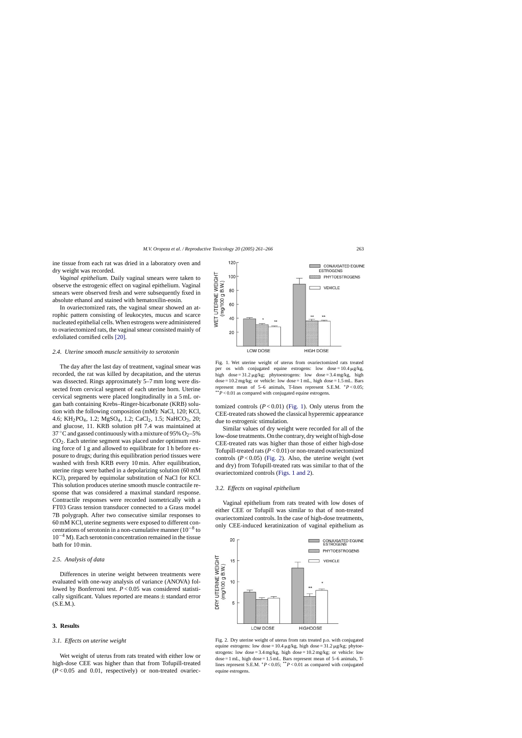ine tissue from each rat was dried in a laboratory oven and dry weight was recorded.

*Vaginal epithelium*. Daily vaginal smears were taken to observe the estrogenic effect on vaginal epithelium. Vaginal smears were observed fresh and were subsequently fixed in absolute ethanol and stained with hematoxilin-eosin.

In ovariectomized rats, the vaginal smear showed an atrophic pattern consisting of leukocytes, mucus and scarce nucleated epithelial cells. When estrogens were administered to ovariectomized rats, the vaginal smear consisted mainly of exfoliated cornified cells [20].

### 2.4. Uterine smooth muscle sensitivity to serotonin

The day after the last day of treatment, vaginal smear was recorded, the rat was killed by decapitation, and the uterus was dissected. Rings approximately 5–7 mm long were dissected from cervical segment of each uterine horn. Uterine cervical segments were placed longitudinally in a 5 mL organ bath containing Krebs–Ringer-bicarbonate (KRB) solution with the following composition (mM): NaCl, 120; KCl, 4.6; $KH_2PO_4$, 1.2; $MgSO_4$, 1.2; $CaCl_2$, 1.5; $NaHCO_3$, 20; and glucose, 11. KRB solution pH 7.4 was maintained at 37 °C and gassed continuously with a mixture of 95% $O_2$–5% $CO_2$. Each uterine segment was placed under optimum resting force of 1 g and allowed to equilibrate for 1 h before exposure to drugs; during this equilibration period tissues were washed with fresh KRB every 10 min. After equilibration, uterine rings were bathed in a depolarizing solution (60 mM KCl), prepared by equimolar substitution of NaCl for KCl. This solution produces uterine smooth muscle contractile response that was considered a maximal standard response. Contractile responses were recorded isometrically with a FT03 Grass tension transducer connected to a Grass model 7B polygraph. After two consecutive similar responses to 60 mM KCl, uterine segments were exposed to different concentrations of serotonin in a non-cumulative manner ($10^{-8}$ to $10^{-4}$ M). Each serotonin concentration remained in the tissue bath for 10 min.

### 2.5. Analysis of data

Differences in uterine weight between treatments were evaluated with one-way analysis of variance (ANOVA) followed by Bonferroni test. $P < 0.05$ was considered statistically significant. Values reported are means ± standard error (S.E.M.).

## 3. Results

### 3.1. Effects on uterine weight

Wet weight of uterus from rats treated with either low or high-dose CEE was higher than that from Tofupill-treated ($P < 0.05$ and 0.01, respectively) or non-treated ovariectomized controls ($P < 0.01$) (Fig. 1). Only uterus from the CEE-treated rats showed the classical hyperemic appearance due to estrogenic stimulation.

Fig. 1. Wet uterine weight of uterus from ovariectomized rats treated per os with conjugated equine estrogens: low dose = 10.4 μg/kg, high dose = 31.2 μg/kg; phytoestrogens: low dose = 3.4 mg/kg, high dose = 10.2 mg/kg; or vehicle: low dose = 1 mL, high dose = 1.5 mL. Bars represent mean of 5–6 animals, T-lines represent S.E.M. *$P < 0.05$; **$P < 0.01$ as compared with conjugated equine estrogens.

Similar values of dry weight were recorded for all of the low-dose treatments. On the contrary, dry weight of high-dose CEE-treated rats was higher than those of either high-dose Tofupill-treated rats ($P < 0.01$) or non-treated ovariectomized controls ($P < 0.05$) (Fig. 2). Also, the uterine weight (wet and dry) from Tofupill-treated rats was similar to that of the ovariectomized controls (Figs. 1 and 2).

### 3.2. Effects on vaginal epithelium

Vaginal epithelium from rats treated with low doses of either CEE or Tofupill was similar to that of non-treated ovariectomized controls. In the case of high-dose treatments, only CEE-induced keratinization of vaginal epithelium as

Fig. 2. Dry uterine weight of uterus from rats treated p.o. with conjugated equine estrogens: low dose = 10.4 μg/kg, high dose = 31.2 μg/kg; phytoestrogens: low dose = 3.4 mg/kg, high dose = 10.2 mg/kg; or vehicle: low dose = 1.5 mL. Bars represent mean of 5–6 animals, T-lines represent S.E.M. *$P < 0.05$; **$P < 0.01$ as compared with conjugated equine estrogens.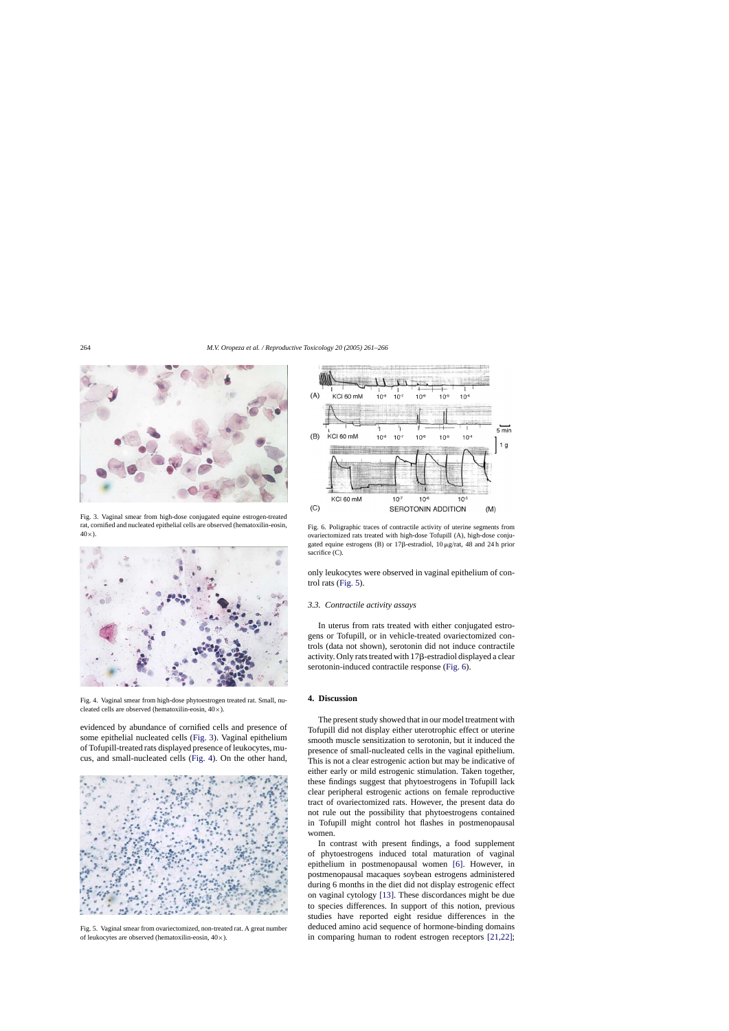Fig. 3. Vaginal smear from high-dose conjugated equine estrogen-treated rat, cornified and nucleated epithelial cells are observed (hematoxilin-eosin, 40×).

Fig. 4. Vaginal smear from high-dose phytoestrogen treated rat. Small, nucleated cells are observed (hematoxilin-eosin, 40×).

evidenced by abundance of cornified cells and presence of some epithelial nucleated cells (Fig. 3). Vaginal epithelium of Tofupill-treated rats displayed presence of leukocytes, mucus, and small-nucleated cells (Fig. 4). On the other hand,

Fig. 5. Vaginal smear from ovariectomized, non-treated rat. A great number of leukocytes are observed (hematoxilin-eosin, 40×).

Fig. 6. Poligraphic traces of contractile activity of uterine segments from ovariectomized rats treated with high-dose Tofupill (A), high-dose conjugated equine estrogens (B) or 17β-estradiol, 10 μg/rat, 48 and 24 h prior sacrifice (C).

only leukocytes were observed in vaginal epithelium of control rats (Fig. 5).

### 3.3. Contractile activity assays

In uterus from rats treated with either conjugated estrogens or Tofupill, or in vehicle-treated ovariectomized controls (data not shown), serotonin did not induce contractile activity. Only rats treated with 17β-estradiol displayed a clear serotonin-induced contractile response (Fig. 6).

## 4. Discussion

The present study showed that in our model treatment with Tofupill did not display either uterotrophic effect or uterine smooth muscle sensitization to serotonin, but it induced the presence of small-nucleated cells in the vaginal epithelium. This is not a clear estrogenic action but may be indicative of either early or mild estrogenic stimulation. Taken together, these findings suggest that phytoestrogens in Tofupill lack clear peripheral estrogenic actions on female reproductive tract of ovariectomized rats. However, the present data do not rule out the possibility that phytoestrogens contained in Tofupill might control hot flashes in postmenopausal women.

In contrast with present findings, a food supplement of phytoestrogens induced total maturation of vaginal epithelium in postmenopausal women [6]. However, in postmenopausal macaques soybean estrogens administered during 6 months in the diet did not display estrogenic effect on vaginal cytology [13]. These discordances might be due to species differences. In support of this notion, previous studies have reported eight residue differences in the deduced amino acid sequence of hormone-binding domains in comparing human to rodent estrogen receptors [21,22];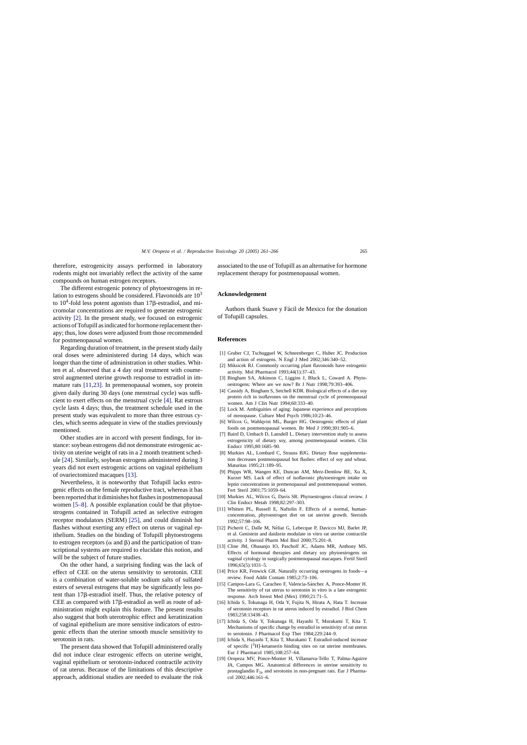therefore, estrogenicity assays performed in laboratory rodents might not invariably reflect the activity of the same compounds on human estrogen receptors.

The different estrogenic potency of phytoestrogens in relation to estrogens should be considered. Flavonoids are $10^3$ to $10^4$-fold less potent agonists than 17β-estradiol, and micromolar concentrations are required to generate estrogenic activity [2]. In the present study, we focused on estrogenic actions of Tofupill as indicated for hormone replacement therapy; thus, low doses were adjusted from those recommended for postmenopausal women.

Regarding duration of treatment, in the present study daily oral doses were administered during 14 days, which was longer than the time of administration in other studies. Whitten et al. observed that a 4 day oral treatment with coumestrol augmented uterine growth response to estradiol in immature rats [11,23]. In premenopausal women, soy protein given daily during 30 days (one menstrual cycle) was sufficient to exert effects on the menstrual cycle [4]. Rat estrous cycle lasts 4 days; thus, the treatment schedule used in the present study was equivalent to more than three estrous cycles, which seems adequate in view of the studies previously mentioned.

Other studies are in accord with present findings, for instance: soybean estrogens did not demonstrate estrogenic activity on uterine weight of rats in a 2 month treatment schedule [24]. Similarly, soybean estrogens administered during 3 years did not exert estrogenic actions on vaginal epithelium of ovariectomized macaques [13].

Nevertheless, it is noteworthy that Tofupill lacks estrogenic effects on the female reproductive tract, whereas it has been reported that it diminishes hot flashes in postmenopausal women [5–8]. A possible explanation could be that phytoestrogens contained in Tofupill acted as selective estrogen receptor modulators (SERM) [25], and could diminish hot flashes without exerting any effect on uterus or vaginal epithelium. Studies on the binding of Tofupill phytoestrogens to estrogen receptors (α and β) and the participation of transcriptional systems are required to elucidate this notion, and will be the subject of future studies.

On the other hand, a surprising finding was the lack of effect of CEE on the uterus sensitivity to serotonin. CEE is a combination of water-soluble sodium salts of sulfated esters of several estrogens that may be significantly less potent than 17β-estradiol itself. Thus, the relative potency of CEE as compared with 17β-estradiol as well as route of administration might explain this feature. The present results also suggest that both uterotrophic effect and keratinization of vaginal epithelium are more sensitive indicators of estrogenic effects than the uterine smooth muscle sensitivity to serotonin in rats.

The present data showed that Tofupill administered orally did not induce clear estrogenic effects on uterine weight, vaginal epithelium or serotonin-induced contractile activity of rat uterus. Because of the limitations of this descriptive approach, additional studies are needed to evaluate the risk associated to the use of Tofupill as an alternative for hormone replacement therapy for postmenopausal women.

## Acknowledgement

Authors thank Suave y Fácil de Mexico for the donation of Tofupill capsules.

## References

[1] Gruber CJ, Tschugguel W, Schneenberger C, Huber JC. Production and action of estrogens. N Engl J Med 2002;346:340–52.

[2] Miksicek RJ. Commonly occurring plant flavonoids have estrogenic activity. Mol Pharmacol 1993;44(1):37–43.

[3] Bingham SA, Atkinson C, Liggins J, Bluck L, Coward A. Phytooestrogens: Where are we now? Br J Nutr 1998;79:393–406.

[4] Cassidy A, Bingham S, Setchell KDR. Biological effects of a diet soy protein rich in isoflavones on the menstrual cycle of premenopausal women. Am J Clin Nutr 1994;60:333–40.

[5] Lock M. Ambiguities of aging: Japanese experience and perceptions of menopause. Culture Med Psych 1986;10:23–46.

[6] Wilcox G, Wahlqvist ML, Burger HG. Oestrogenic effects of plant foods on postmenopausal women. Br Med J 1990;301:905–6.

[7] Baird D, Umbach D, Lansdell L. Dietary intervention study to assess estrogenicity of dietary soy, among postmenopausal women. Clin Endocr 1995;80:1685–90.

[8] Murkies AL, Lombard C, Strauss BJG. Dietary flour supplementation decreases postmenopausal hot flushes: effect of soy and wheat. Maturitas 1995;21:189–95.

[9] Phipps WR, Wangen KE, Duncan AM, Merz-Demlow BE, Xu X, Kurzer MS. Lack of effect of isoflavonic phytoestrogen intake on leptin concentrations in premenopausal and postmenopausal women. Fert Steril 2001;75:1059–64.

[10] Murkies AL, Wilcox G, Davis SR. Phytoestrogens clinical review. J Clin Endocr Metab 1998;82:297–303.

[11] Whitten PL, Russell E, Naftolin F. Effects of a normal, human-concentration, phytoestrogen diet on rat uterine growth. Steroids 1992;57:98–106.

[12] Picherit C, Dalle M, Néliat G, Lebecque P, Davicco MJ, Barlet JP, et al. Genistein and daidzein modulate in vitro rat uterine contractile activity. J Steroid Pharm Mol Biol 2000;75:201–8.

[13] Cline JM, Obasanjo IO, Pascholf JC, Adams MR, Anthony MS. Effects of hormonal therapies and dietary soy phytoestrogens on vaginal cytology in surgically postmenopausal macaques. Fertil Steril 1996;65(5):1031–5.

[14] Price KR, Fenwick GR. Naturally occurring oestrogens in foods—a review. Food Addit Contam 1985;2:73–106.

[15] Campos-Lara G, Caracheo F, Valencia-Sánchez A, Ponce-Monter H. The sensitivity of rat uterus to serotonin in vitro is a late estrogenic response. Arch Invest Med (Mex) 1990;21:71–5.

[16] Ichida S, Tokunaga H, Oda Y, Fujita N, Hirata A, Hata T. Increase of serotonin receptors in rat uterus induced by estradiol. J Biol Chem 1983;258:13438–43.

[17] Ichida S, Oda Y, Tokunaga H, Hayashi T, Murakami T, Kita T. Mechanisms of specific change by estradiol in sensitivity of rat uterus to serotonin. J Pharmacol Exp Ther 1984;229:244–9.

[18] Ichida S, Hayashi T, Kita T, Murakami T. Estradiol-induced increase of specific [$^3$H]-ketanserin binding sites on rat uterine membranes. Eur J Pharmacol 1985;108:257–64.

[19] Oropeza MV, Ponce-Monter H, Villanueva-Tello T, Palma-Aguirre JA, Campos MG. Anatomical differences in uterine sensitivity to prostaglandin $F_{2a}$ and serotonin in non-pregnant rats. Eur J Pharmacol 2002;446:161–6.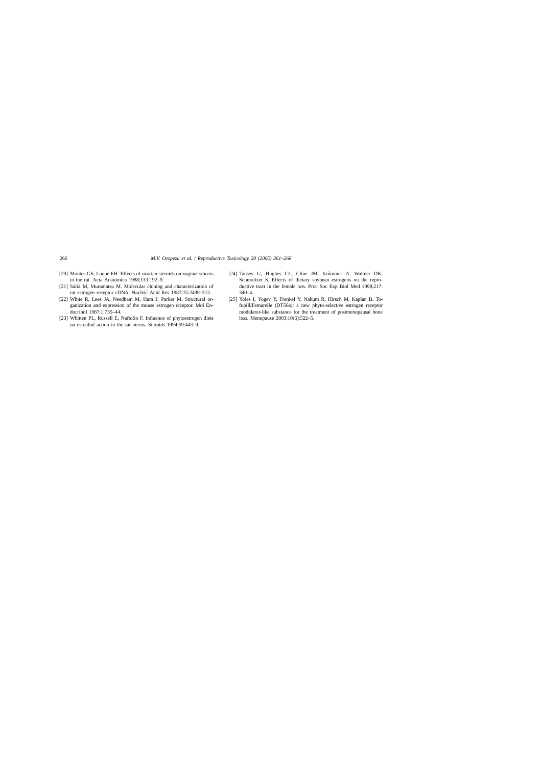[20] Montes GS, Luque EH. Effects of ovarian steroids on vaginal smears in the rat. Acta Anatomica 1988;133:192–9.

[21] Saiki M, Muramatsu M. Molecular cloning and characterization of rat estrogen receptor cDNA. Nucleic Acid Res 1987;15:2499–513.

[22] White R, Lees JA, Needham M, Ham J, Parker M. Structural organization and expression of the mouse estrogen receptor. Mol Endocrinol 1987;1:735–44.

[23] Whitten PL, Russell E, Naftolin F. Influence of phytoestrogen diets on estradiol action in the rat uterus. Steroids 1994;59:443–9.

[24] Tansey G, Hughes CL, Cline JM, Krümmer A, Walmer DK, Schmoltzer S. Effects of dietary soybean estrogens on the reproductive tract in the female rats. Proc Soc Exp Biol Med 1998;217: 340–4.

[25] Yoles I, Yogev Y, Frenkel Y, Nahum R, Hirsch M, Kaplan B. Tofupill/Femarelle (DT56a): a new phyto-selective estrogen receptor modulator-like substance for the treatment of postmenopausal bone loss. Menopause 2003;10(6):522–5.